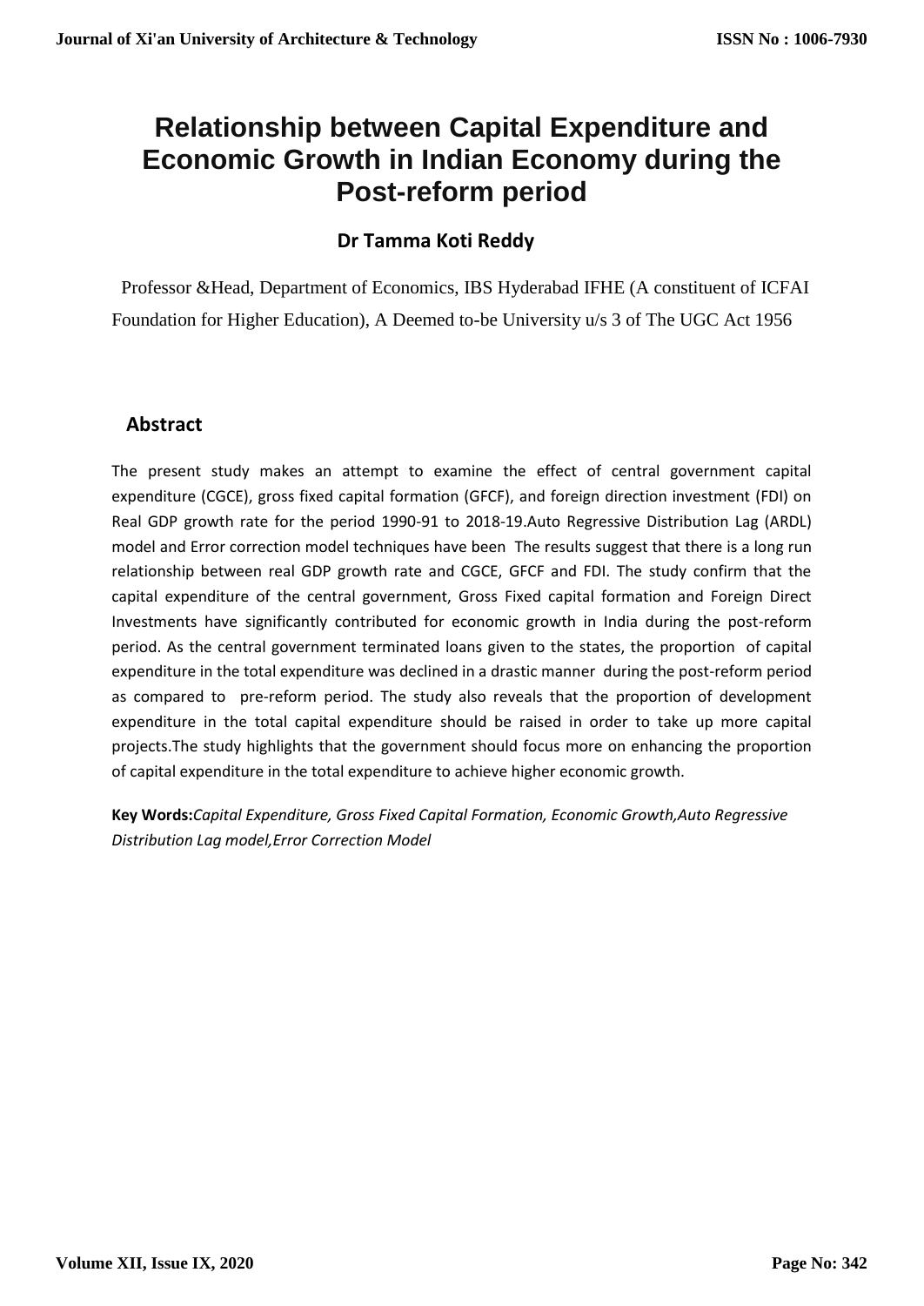# Relationship between Capital Expenditure and Economic Growth in Indian Economy during the Post-reform period

**Dr Tamma Koti Reddy**

Professor &Head, Department of Economics, IBS Hyderabad IFHE (A constituent of ICFAI Foundation for Higher Education), A Deemed to-be University u/s 3 of The UGC Act 1956

## Abstract

The present study makes an attempt to examine the effect of central government capital expenditure (CGCE), gross fixed capital formation (GFCF), and foreign direction investment (FDI) on Real GDP growth rate for the period 1990-91 to 2018-19.Auto Regressive Distribution Lag (ARDL) model and Error correction model techniques have been The results suggest that there is a long run relationship between real GDP growth rate and CGCE, GFCF and FDI. The study confirm that the capital expenditure of the central government, Gross Fixed capital formation and Foreign Direct Investments have significantly contributed for economic growth in India during the post-reform period. As the central government terminated loans given to the states, the proportion of capital expenditure in the total expenditure was declined in a drastic manner during the post-reform period as compared to pre-reform period. The study also reveals that the proportion of development expenditure in the total capital expenditure should be raised in order to take up more capital projects.The study highlights that the government should focus more on enhancing the proportion of capital expenditure in the total expenditure to achieve higher economic growth.

**Key Words:***Capital Expenditure, Gross Fixed Capital Formation, Economic Growth,Auto Regressive Distribution Lag model,Error Correction Model*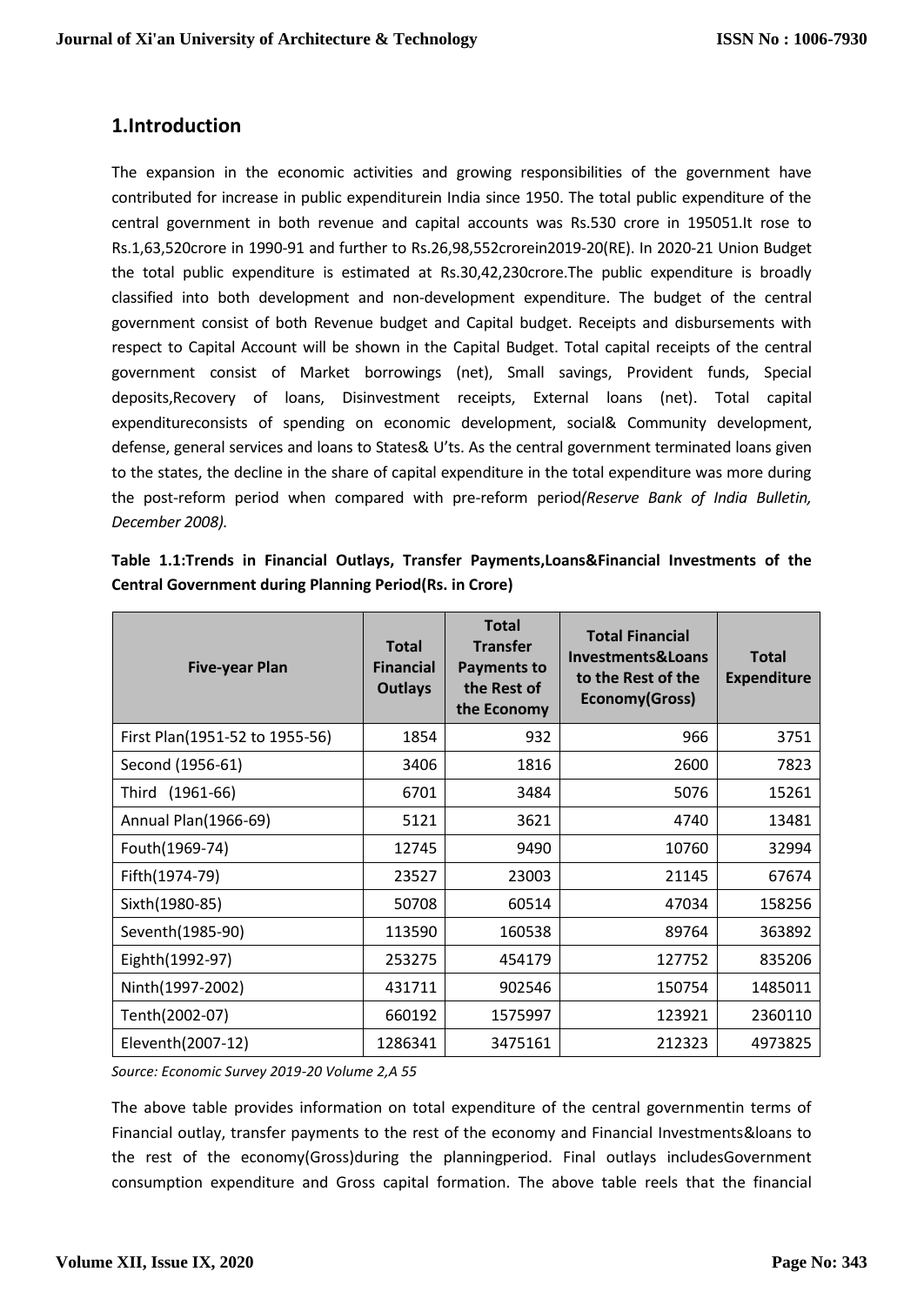## 1.Introduction

The expansion in the economic activities and growing responsibilities of the government have contributed for increase in public expenditurein India since 1950. The total public expenditure of the central government in both revenue and capital accounts was Rs.530 crore in 195051.It rose to Rs.1,63,520crore in 1990-91 and further to Rs.26,98,552crorein2019-20(RE). In 2020-21 Union Budget the total public expenditure is estimated at Rs.30,42,230crore.The public expenditure is broadly classified into both development and non-development expenditure. The budget of the central government consist of both Revenue budget and Capital budget. Receipts and disbursements with respect to Capital Account will be shown in the Capital Budget. Total capital receipts of the central government consist of Market borrowings (net), Small savings, Provident funds, Special deposits,Recovery of loans, Disinvestment receipts, External loans (net). Total capital expenditureconsists of spending on economic development, social& Community development, defense, general services and loans to States& U'ts. As the central government terminated loans given to the states, the decline in the share of capital expenditure in the total expenditure was more during the post-reform period when compared with pre-reform period*(Reserve Bank of India Bulletin, December 2008).*

**Table 1.1:Trends in Financial Outlays, Transfer Payments,Loans&Financial Investments of the Central Government during Planning Period(Rs. in Crore)**

| Five-year Plan | Total Financial Outlays | Total Transfer Payments to the Rest of the Economy | Total Financial Investments&Loans to the Rest of the Economy(Gross) | Total Expenditure |
|---|---|---|---|---|
| First Plan(1951-52 to 1955-56) | 1854 | 932 | 966 | 3751 |
| Second (1956-61) | 3406 | 1816 | 2600 | 7823 |
| Third (1961-66) | 6701 | 3484 | 5076 | 15261 |
| Annual Plan(1966-69) | 5121 | 3621 | 4740 | 13481 |
| Fouth(1969-74) | 12745 | 9490 | 10760 | 32994 |
| Fifth(1974-79) | 23527 | 23003 | 21145 | 67674 |
| Sixth(1980-85) | 50708 | 60514 | 47034 | 158256 |
| Seventh(1985-90) | 113590 | 160538 | 89764 | 363892 |
| Eighth(1992-97) | 253275 | 454179 | 127752 | 835206 |
| Ninth(1997-2002) | 431711 | 902546 | 150754 | 1485011 |
| Tenth(2002-07) | 660192 | 1575997 | 123921 | 2360110 |
| Eleventh(2007-12) | 1286341 | 3475161 | 212323 | 4973825 |

*Source: Economic Survey 2019-20 Volume 2,A 55*

The above table provides information on total expenditure of the central governmentin terms of Financial outlay, transfer payments to the rest of the economy and Financial Investments&loans to the rest of the economy(Gross)during the planningperiod. Final outlays includesGovernment consumption expenditure and Gross capital formation. The above table reels that the financial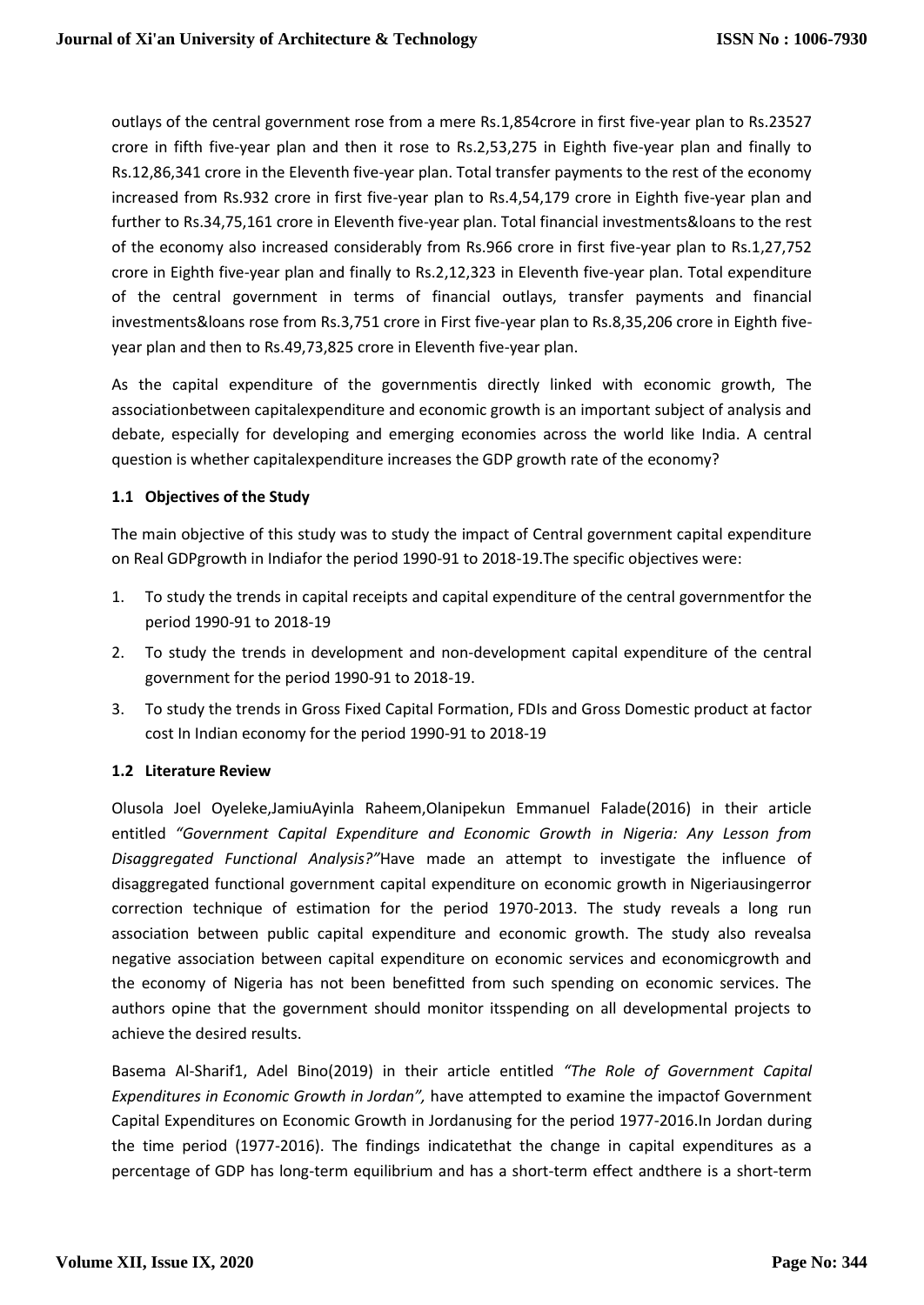outlays of the central government rose from a mere Rs.1,854crore in first five-year plan to Rs.23527 crore in fifth five-year plan and then it rose to Rs.2,53,275 in Eighth five-year plan and finally to Rs.12,86,341 crore in the Eleventh five-year plan. Total transfer payments to the rest of the economy increased from Rs.932 crore in first five-year plan to Rs.4,54,179 crore in Eighth five-year plan and further to Rs.34,75,161 crore in Eleventh five-year plan. Total financial investments&loans to the rest of the economy also increased considerably from Rs.966 crore in first five-year plan to Rs.1,27,752 crore in Eighth five-year plan and finally to Rs.2,12,323 in Eleventh five-year plan. Total expenditure of the central government in terms of financial outlays, transfer payments and financial investments&loans rose from Rs.3,751 crore in First five-year plan to Rs.8,35,206 crore in Eighth five-year plan and then to Rs.49,73,825 crore in Eleventh five-year plan.

As the capital expenditure of the governmentis directly linked with economic growth, The associationbetween capitalexpenditure and economic growth is an important subject of analysis and debate, especially for developing and emerging economies across the world like India. A central question is whether capitalexpenditure increases the GDP growth rate of the economy?

### 1.1 Objectives of the Study

The main objective of this study was to study the impact of Central government capital expenditure on Real GDPgrowth in Indiafor the period 1990-91 to 2018-19.The specific objectives were:

1. To study the trends in capital receipts and capital expenditure of the central governmentfor the period 1990-91 to 2018-19
2. To study the trends in development and non-development capital expenditure of the central government for the period 1990-91 to 2018-19.
3. To study the trends in Gross Fixed Capital Formation, FDIs and Gross Domestic product at factor cost In Indian economy for the period 1990-91 to 2018-19

### 1.2 Literature Review

Olusola Joel Oyeleke,JamiuAyinla Raheem,Olanipekun Emmanuel Falade(2016) in their article entitled *"Government Capital Expenditure and Economic Growth in Nigeria: Any Lesson from Disaggregated Functional Analysis?"*Have made an attempt to investigate the influence of disaggregated functional government capital expenditure on economic growth in Nigeriausingerror correction technique of estimation for the period 1970-2013. The study reveals a long run association between public capital expenditure and economic growth. The study also revealsa negative association between capital expenditure on economic services and economicgrowth and the economy of Nigeria has not been benefitted from such spending on economic services. The authors opine that the government should monitor itsspending on all developmental projects to achieve the desired results.

Basema Al-Sharif1, Adel Bino(2019) in their article entitled *"The Role of Government Capital Expenditures in Economic Growth in Jordan",* have attempted to examine the impactof Government Capital Expenditures on Economic Growth in Jordanusing for the period 1977-2016.In Jordan during the time period (1977-2016). The findings indicatethat the change in capital expenditures as a percentage of GDP has long-term equilibrium and has a short-term effect andthere is a short-term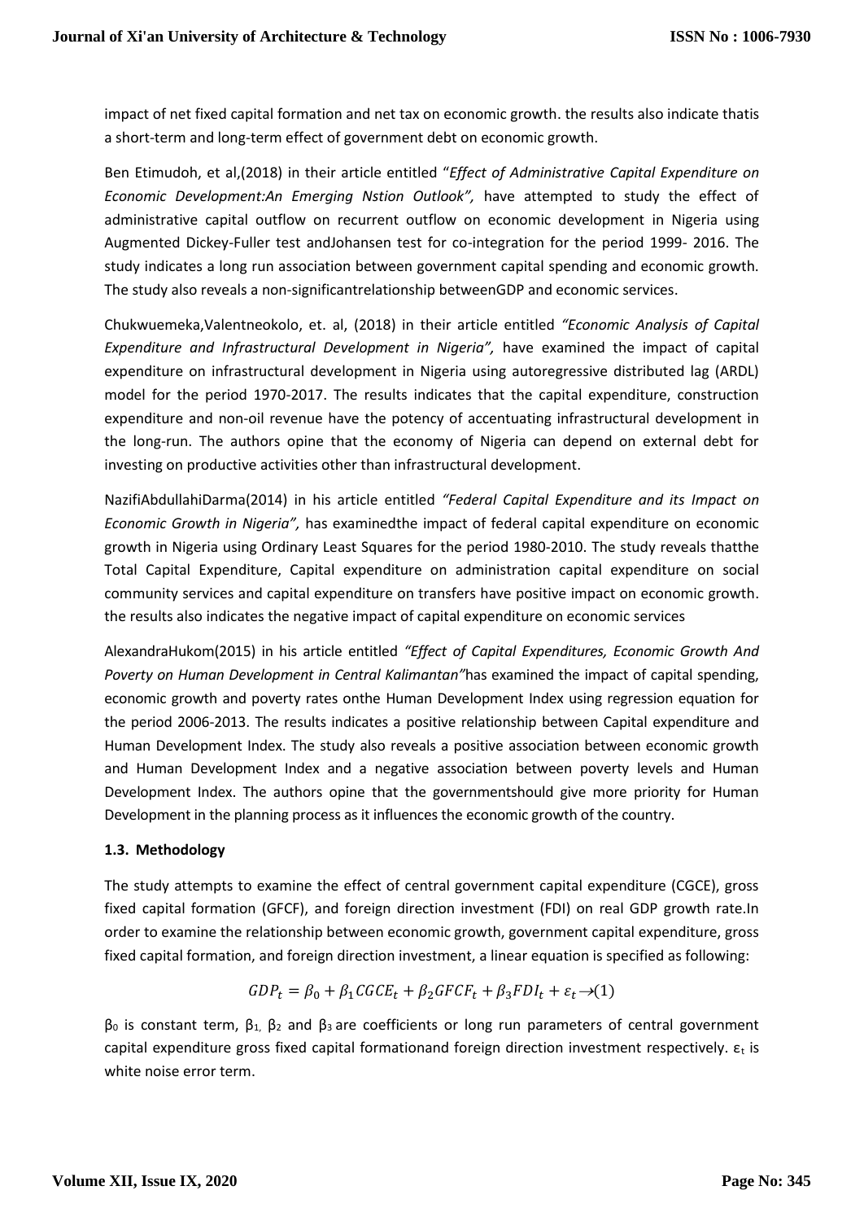impact of net fixed capital formation and net tax on economic growth. the results also indicate thatis a short-term and long-term effect of government debt on economic growth.

Ben Etimudoh, et al,(2018) in their article entitled "*Effect of Administrative Capital Expenditure on Economic Development:An Emerging Nstion Outlook",* have attempted to study the effect of administrative capital outflow on recurrent outflow on economic development in Nigeria using Augmented Dickey-Fuller test andJohansen test for co-integration for the period 1999- 2016. The study indicates a long run association between government capital spending and economic growth. The study also reveals a non-significantrelationship betweenGDP and economic services.

Chukwuemeka,Valentneokolo, et. al, (2018) in their article entitled *"Economic Analysis of Capital Expenditure and Infrastructural Development in Nigeria",* have examined the impact of capital expenditure on infrastructural development in Nigeria using autoregressive distributed lag (ARDL) model for the period 1970-2017. The results indicates that the capital expenditure, construction expenditure and non-oil revenue have the potency of accentuating infrastructural development in the long-run. The authors opine that the economy of Nigeria can depend on external debt for investing on productive activities other than infrastructural development.

NazifiAbdullahiDarma(2014) in his article entitled *"Federal Capital Expenditure and its Impact on Economic Growth in Nigeria",* has examinedthe impact of federal capital expenditure on economic growth in Nigeria using Ordinary Least Squares for the period 1980-2010. The study reveals thatthe Total Capital Expenditure, Capital expenditure on administration capital expenditure on social community services and capital expenditure on transfers have positive impact on economic growth. the results also indicates the negative impact of capital expenditure on economic services

AlexandraHukom(2015) in his article entitled *"Effect of Capital Expenditures, Economic Growth And Poverty on Human Development in Central Kalimantan"*has examined the impact of capital spending, economic growth and poverty rates onthe Human Development Index using regression equation for the period 2006-2013. The results indicates a positive relationship between Capital expenditure and Human Development Index. The study also reveals a positive association between economic growth and Human Development Index and a negative association between poverty levels and Human Development Index. The authors opine that the governmentshould give more priority for Human Development in the planning process as it influences the economic growth of the country.

### 1.3. Methodology

The study attempts to examine the effect of central government capital expenditure (CGCE), gross fixed capital formation (GFCF), and foreign direction investment (FDI) on real GDP growth rate.In order to examine the relationship between economic growth, government capital expenditure, gross fixed capital formation, and foreign direction investment, a linear equation is specified as following:

$$GDP_t = \beta_0 + \beta_1 CGCE_t + \beta_2 GFCF_t + \beta_3 FDI_t + \varepsilon_t \rightarrow (1)$$

$\beta_0$ is constant term, $\beta_1$, $\beta_2$ and $\beta_3$ are coefficients or long run parameters of central government capital expenditure gross fixed capital formationand foreign direction investment respectively. $\varepsilon_t$ is white noise error term.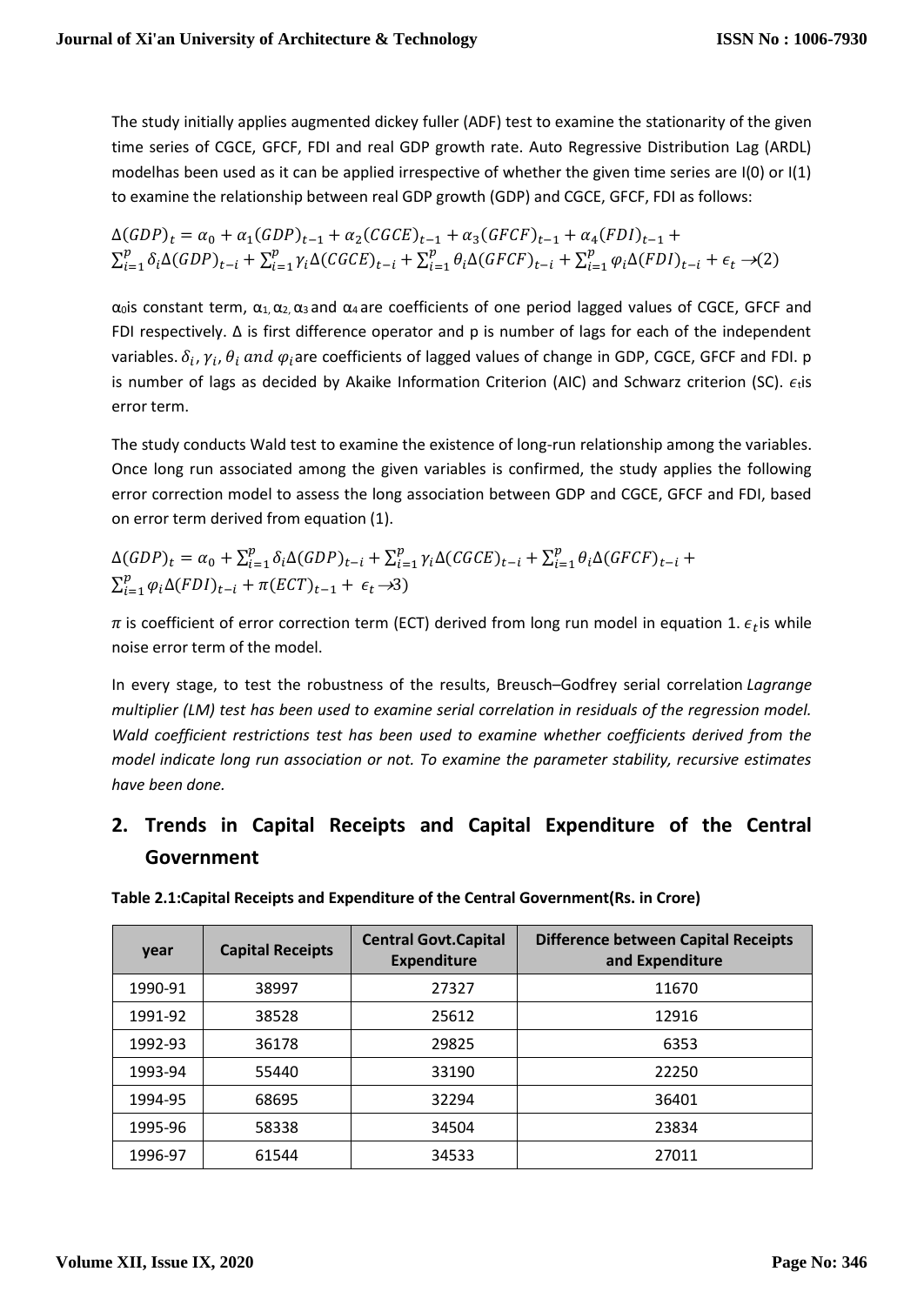The study initially applies augmented dickey fuller (ADF) test to examine the stationarity of the given time series of CGCE, GFCF, FDI and real GDP growth rate. Auto Regressive Distribution Lag (ARDL) modelhas been used as it can be applied irrespective of whether the given time series are I(0) or I(1) to examine the relationship between real GDP growth (GDP) and CGCE, GFCF, FDI as follows:

$$\Delta(GDP)_t = \alpha_0 + \alpha_1(GDP)_{t-1} + \alpha_2(CGCE)_{t-1} + \alpha_3(GFCF)_{t-1} + \alpha_4(FDI)_{t-1} + \sum_{i=1}^{p}\delta_i\Delta(GDP)_{t-i} + \sum_{i=1}^{p}\gamma_i\Delta(CGCE)_{t-i} + \sum_{i=1}^{p}\theta_i\Delta(GFCF)_{t-i} + \sum_{i=1}^{p}\varphi_i\Delta(FDI)_{t-i} + \epsilon_t \rightarrow (2)$$

$\alpha_0$is constant term, $\alpha_1, \alpha_2, \alpha_3$ and $\alpha_4$ are coefficients of one period lagged values of CGCE, GFCF and FDI respectively. Δ is first difference operator and p is number of lags for each of the independent variables. $\delta_i, \gamma_i, \theta_i$ $and$ $\varphi_i$are coefficients of lagged values of change in GDP, CGCE, GFCF and FDI. p is number of lags as decided by Akaike Information Criterion (AIC) and Schwarz criterion (SC). $\epsilon_t$is error term.

The study conducts Wald test to examine the existence of long-run relationship among the variables. Once long run associated among the given variables is confirmed, the study applies the following error correction model to assess the long association between GDP and CGCE, GFCF and FDI, based on error term derived from equation (1).

$$\Delta(GDP)_t = \alpha_0 + \sum_{i=1}^{p}\delta_i\Delta(GDP)_{t-i} + \sum_{i=1}^{p}\gamma_i\Delta(CGCE)_{t-i} + \sum_{i=1}^{p}\theta_i\Delta(GFCF)_{t-i} + \sum_{i=1}^{p}\varphi_i\Delta(FDI)_{t-i} + \pi(ECT)_{t-1} + \epsilon_t \rightarrow 3)$$

$\pi$ is coefficient of error correction term (ECT) derived from long run model in equation 1. $\epsilon_t$is while noise error term of the model.

In every stage, to test the robustness of the results, Breusch–Godfrey serial correlation *Lagrange multiplier (LM) test has been used to examine serial correlation in residuals of the regression model. Wald coefficient restrictions test has been used to examine whether coefficients derived from the model indicate long run association or not. To examine the parameter stability, recursive estimates have been done.*

## 2. Trends in Capital Receipts and Capital Expenditure of the Central Government

**Table 2.1:Capital Receipts and Expenditure of the Central Government(Rs. in Crore)**

| year | Capital Receipts | Central Govt.Capital Expenditure | Difference between Capital Receipts and Expenditure |
|---|---|---|---|
| 1990-91 | 38997 | 27327 | 11670 |
| 1991-92 | 38528 | 25612 | 12916 |
| 1992-93 | 36178 | 29825 | 6353 |
| 1993-94 | 55440 | 33190 | 22250 |
| 1994-95 | 68695 | 32294 | 36401 |
| 1995-96 | 58338 | 34504 | 23834 |
| 1996-97 | 61544 | 34533 | 27011 |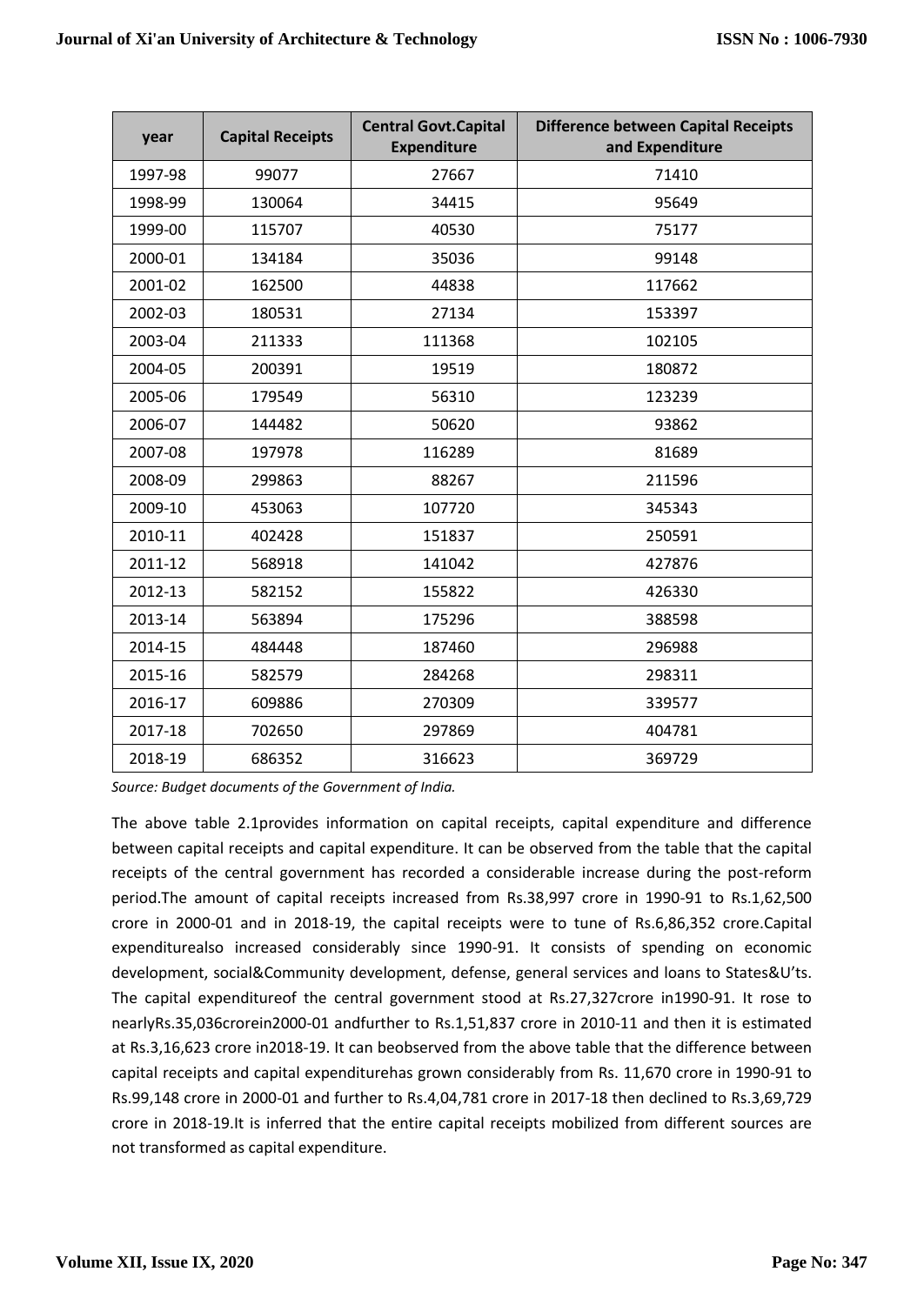| year | Capital Receipts | Central Govt.Capital Expenditure | Difference between Capital Receipts and Expenditure |
|---|---|---|---|
| 1997-98 | 99077 | 27667 | 71410 |
| 1998-99 | 130064 | 34415 | 95649 |
| 1999-00 | 115707 | 40530 | 75177 |
| 2000-01 | 134184 | 35036 | 99148 |
| 2001-02 | 162500 | 44838 | 117662 |
| 2002-03 | 180531 | 27134 | 153397 |
| 2003-04 | 211333 | 111368 | 102105 |
| 2004-05 | 200391 | 19519 | 180872 |
| 2005-06 | 179549 | 56310 | 123239 |
| 2006-07 | 144482 | 50620 | 93862 |
| 2007-08 | 197978 | 116289 | 81689 |
| 2008-09 | 299863 | 88267 | 211596 |
| 2009-10 | 453063 | 107720 | 345343 |
| 2010-11 | 402428 | 151837 | 250591 |
| 2011-12 | 568918 | 141042 | 427876 |
| 2012-13 | 582152 | 155822 | 426330 |
| 2013-14 | 563894 | 175296 | 388598 |
| 2014-15 | 484448 | 187460 | 296988 |
| 2015-16 | 582579 | 284268 | 298311 |
| 2016-17 | 609886 | 270309 | 339577 |
| 2017-18 | 702650 | 297869 | 404781 |
| 2018-19 | 686352 | 316623 | 369729 |

*Source: Budget documents of the Government of India.*

The above table 2.1provides information on capital receipts, capital expenditure and difference between capital receipts and capital expenditure. It can be observed from the table that the capital receipts of the central government has recorded a considerable increase during the post-reform period.The amount of capital receipts increased from Rs.38,997 crore in 1990-91 to Rs.1,62,500 crore in 2000-01 and in 2018-19, the capital receipts were to tune of Rs.6,86,352 crore.Capital expenditurealso increased considerably since 1990-91. It consists of spending on economic development, social&Community development, defense, general services and loans to States&U'ts. The capital expenditureof the central government stood at Rs.27,327crore in1990-91. It rose to nearlyRs.35,036crorein2000-01 andfurther to Rs.1,51,837 crore in 2010-11 and then it is estimated at Rs.3,16,623 crore in2018-19. It can beobserved from the above table that the difference between capital receipts and capital expenditurehas grown considerably from Rs. 11,670 crore in 1990-91 to Rs.99,148 crore in 2000-01 and further to Rs.4,04,781 crore in 2017-18 then declined to Rs.3,69,729 crore in 2018-19.It is inferred that the entire capital receipts mobilized from different sources are not transformed as capital expenditure.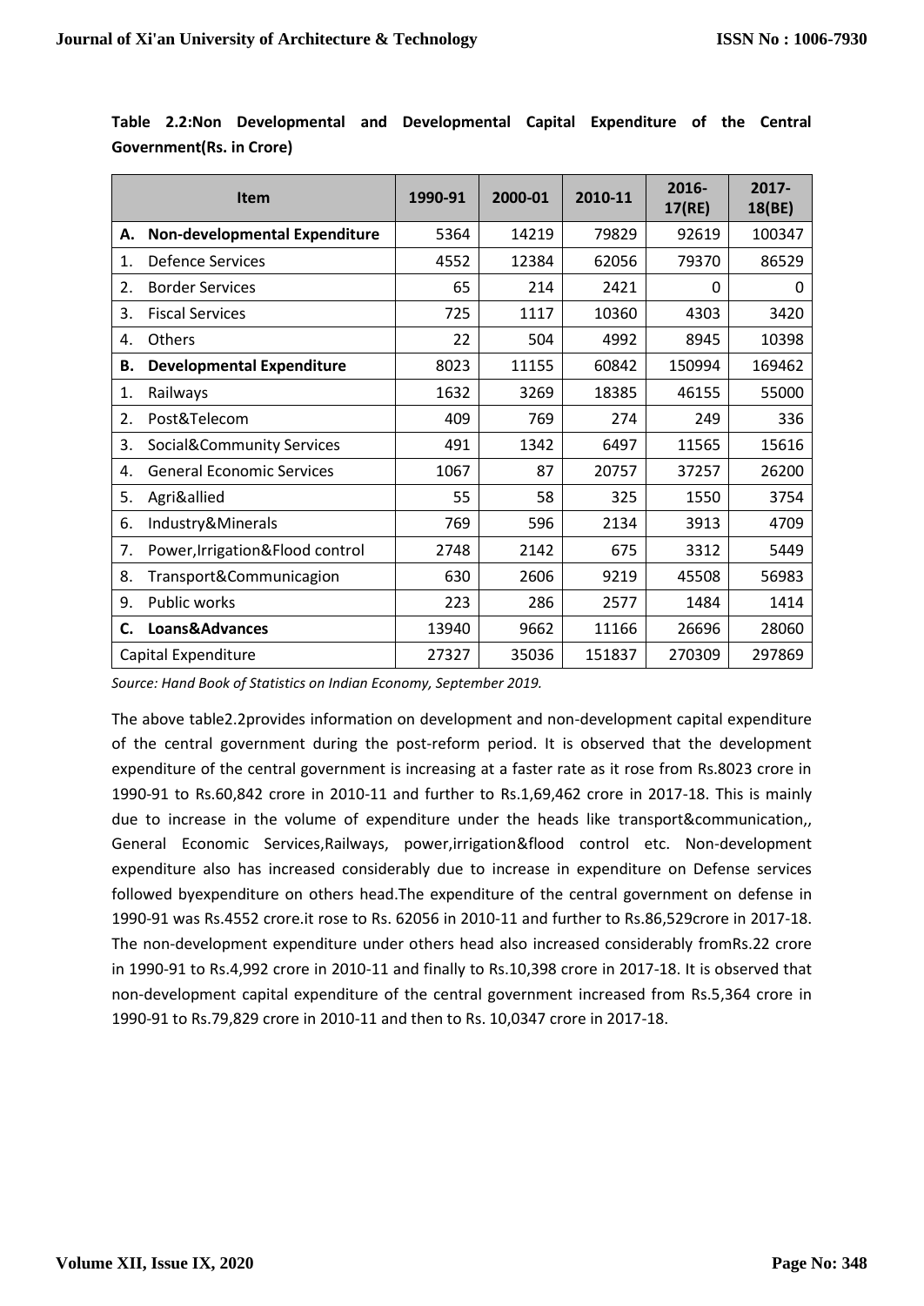**Table 2.2:Non Developmental and Developmental Capital Expenditure of the Central Government(Rs. in Crore)**

| Item | 1990-91 | 2000-01 | 2010-11 | 2016-17(RE) | 2017-18(BE) |
|---|---|---|---|---|---|
| **A. Non-developmental Expenditure** | 5364 | 14219 | 79829 | 92619 | 100347 |
| 1. Defence Services | 4552 | 12384 | 62056 | 79370 | 86529 |
| 2. Border Services | 65 | 214 | 2421 | 0 | 0 |
| 3. Fiscal Services | 725 | 1117 | 10360 | 4303 | 3420 |
| 4. Others | 22 | 504 | 4992 | 8945 | 10398 |
| **B. Developmental Expenditure** | 8023 | 11155 | 60842 | 150994 | 169462 |
| 1. Railways | 1632 | 3269 | 18385 | 46155 | 55000 |
| 2. Post&Telecom | 409 | 769 | 274 | 249 | 336 |
| 3. Social&Community Services | 491 | 1342 | 6497 | 11565 | 15616 |
| 4. General Economic Services | 1067 | 87 | 20757 | 37257 | 26200 |
| 5. Agri&allied | 55 | 58 | 325 | 1550 | 3754 |
| 6. Industry&Minerals | 769 | 596 | 2134 | 3913 | 4709 |
| 7. Power,Irrigation&Flood control | 2748 | 2142 | 675 | 3312 | 5449 |
| 8. Transport&Communicagion | 630 | 2606 | 9219 | 45508 | 56983 |
| 9. Public works | 223 | 286 | 2577 | 1484 | 1414 |
| **C. Loans&Advances** | 13940 | 9662 | 11166 | 26696 | 28060 |
| Capital Expenditure | 27327 | 35036 | 151837 | 270309 | 297869 |

*Source: Hand Book of Statistics on Indian Economy, September 2019.*

The above table2.2provides information on development and non-development capital expenditure of the central government during the post-reform period. It is observed that the development expenditure of the central government is increasing at a faster rate as it rose from Rs.8023 crore in 1990-91 to Rs.60,842 crore in 2010-11 and further to Rs.1,69,462 crore in 2017-18. This is mainly due to increase in the volume of expenditure under the heads like transport&communication,, General Economic Services,Railways, power,irrigation&flood control etc. Non-development expenditure also has increased considerably due to increase in expenditure on Defense services followed byexpenditure on others head.The expenditure of the central government on defense in 1990-91 was Rs.4552 crore.it rose to Rs. 62056 in 2010-11 and further to Rs.86,529crore in 2017-18. The non-development expenditure under others head also increased considerably fromRs.22 crore in 1990-91 to Rs.4,992 crore in 2010-11 and finally to Rs.10,398 crore in 2017-18. It is observed that non-development capital expenditure of the central government increased from Rs.5,364 crore in 1990-91 to Rs.79,829 crore in 2010-11 and then to Rs. 10,0347 crore in 2017-18.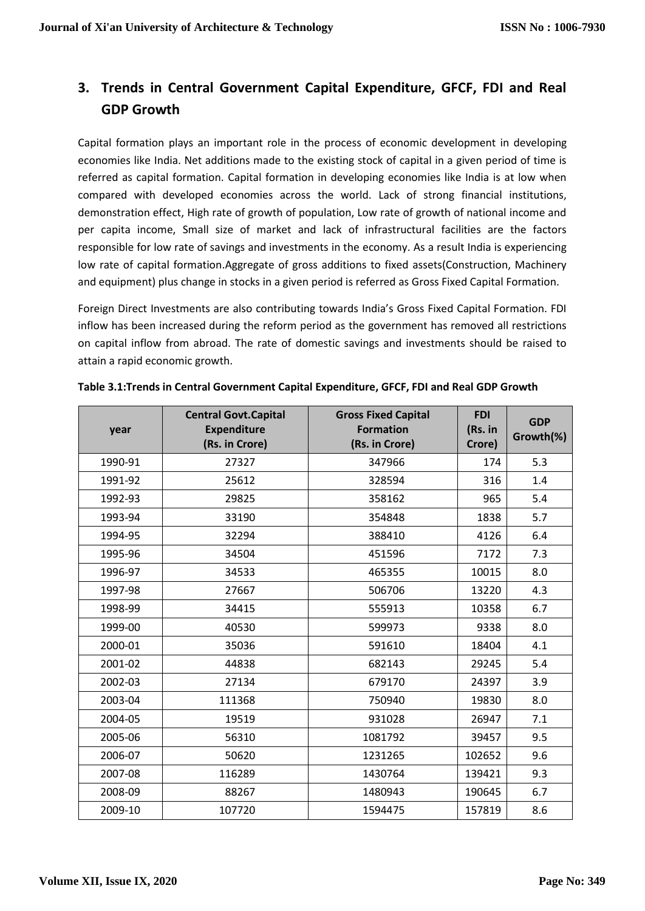## 3. Trends in Central Government Capital Expenditure, GFCF, FDI and Real GDP Growth

Capital formation plays an important role in the process of economic development in developing economies like India. Net additions made to the existing stock of capital in a given period of time is referred as capital formation. Capital formation in developing economies like India is at low when compared with developed economies across the world. Lack of strong financial institutions, demonstration effect, High rate of growth of population, Low rate of growth of national income and per capita income, Small size of market and lack of infrastructural facilities are the factors responsible for low rate of savings and investments in the economy. As a result India is experiencing low rate of capital formation.Aggregate of gross additions to fixed assets(Construction, Machinery and equipment) plus change in stocks in a given period is referred as Gross Fixed Capital Formation.

Foreign Direct Investments are also contributing towards India's Gross Fixed Capital Formation. FDI inflow has been increased during the reform period as the government has removed all restrictions on capital inflow from abroad. The rate of domestic savings and investments should be raised to attain a rapid economic growth.

**Table 3.1:Trends in Central Government Capital Expenditure, GFCF, FDI and Real GDP Growth**

| year | Central Govt.Capital Expenditure (Rs. in Crore) | Gross Fixed Capital Formation (Rs. in Crore) | FDI (Rs. in Crore) | GDP Growth(%) |
|---|---|---|---|---|
| 1990-91 | 27327 | 347966 | 174 | 5.3 |
| 1991-92 | 25612 | 328594 | 316 | 1.4 |
| 1992-93 | 29825 | 358162 | 965 | 5.4 |
| 1993-94 | 33190 | 354848 | 1838 | 5.7 |
| 1994-95 | 32294 | 388410 | 4126 | 6.4 |
| 1995-96 | 34504 | 451596 | 7172 | 7.3 |
| 1996-97 | 34533 | 465355 | 10015 | 8.0 |
| 1997-98 | 27667 | 506706 | 13220 | 4.3 |
| 1998-99 | 34415 | 555913 | 10358 | 6.7 |
| 1999-00 | 40530 | 599973 | 9338 | 8.0 |
| 2000-01 | 35036 | 591610 | 18404 | 4.1 |
| 2001-02 | 44838 | 682143 | 29245 | 5.4 |
| 2002-03 | 27134 | 679170 | 24397 | 3.9 |
| 2003-04 | 111368 | 750940 | 19830 | 8.0 |
| 2004-05 | 19519 | 931028 | 26947 | 7.1 |
| 2005-06 | 56310 | 1081792 | 39457 | 9.5 |
| 2006-07 | 50620 | 1231265 | 102652 | 9.6 |
| 2007-08 | 116289 | 1430764 | 139421 | 9.3 |
| 2008-09 | 88267 | 1480943 | 190645 | 6.7 |
| 2009-10 | 107720 | 1594475 | 157819 | 8.6 |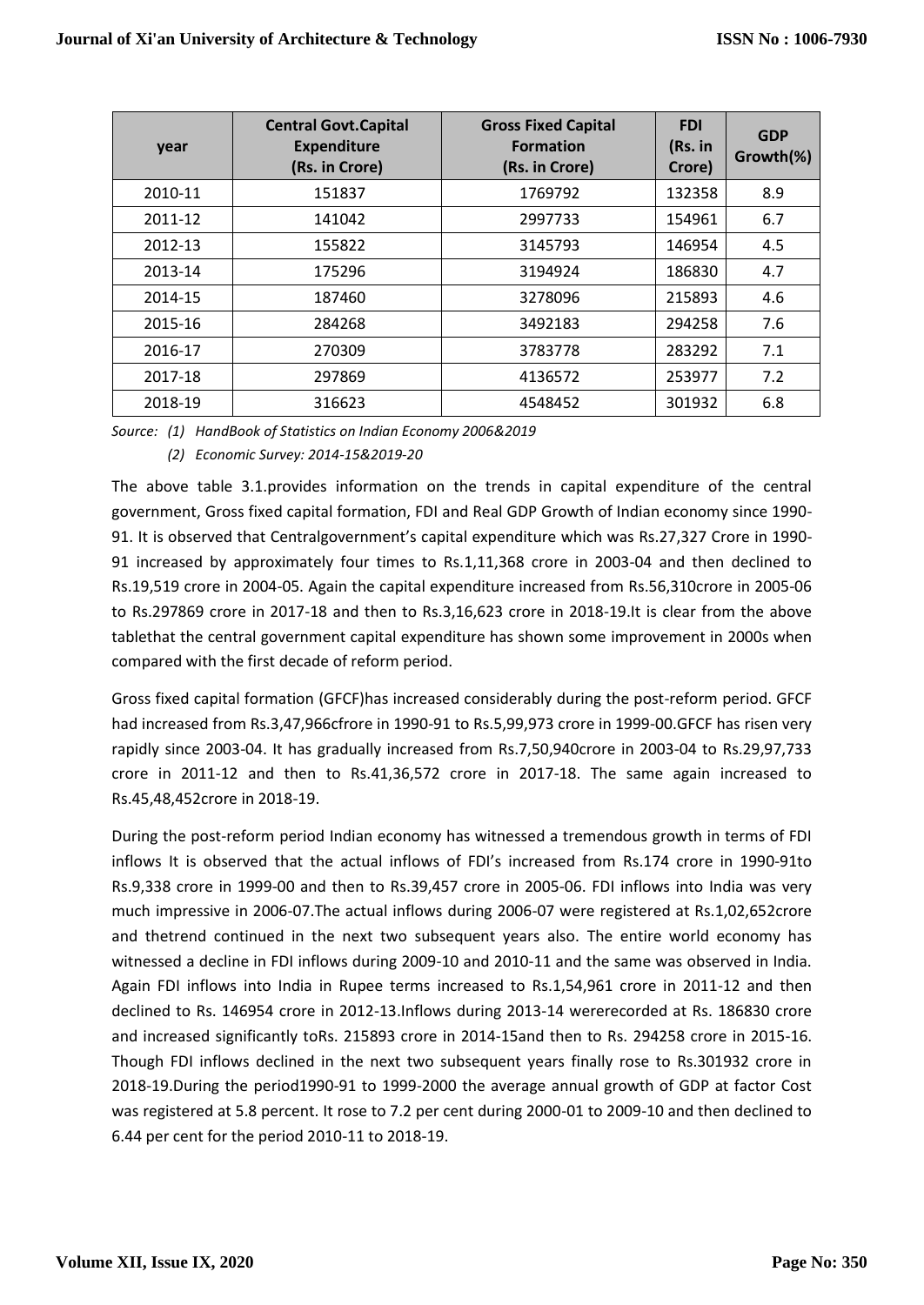| year | Central Govt.Capital Expenditure (Rs. in Crore) | Gross Fixed Capital Formation (Rs. in Crore) | FDI (Rs. in Crore) | GDP Growth(%) |
|---|---|---|---|---|
| 2010-11 | 151837 | 1769792 | 132358 | 8.9 |
| 2011-12 | 141042 | 2997733 | 154961 | 6.7 |
| 2012-13 | 155822 | 3145793 | 146954 | 4.5 |
| 2013-14 | 175296 | 3194924 | 186830 | 4.7 |
| 2014-15 | 187460 | 3278096 | 215893 | 4.6 |
| 2015-16 | 284268 | 3492183 | 294258 | 7.6 |
| 2016-17 | 270309 | 3783778 | 283292 | 7.1 |
| 2017-18 | 297869 | 4136572 | 253977 | 7.2 |
| 2018-19 | 316623 | 4548452 | 301932 | 6.8 |

*Source: (1) HandBook of Statistics on Indian Economy 2006&2019*

*(2) Economic Survey: 2014-15&2019-20*

The above table 3.1.provides information on the trends in capital expenditure of the central government, Gross fixed capital formation, FDI and Real GDP Growth of Indian economy since 1990-91. It is observed that Centralgovernment's capital expenditure which was Rs.27,327 Crore in 1990-91 increased by approximately four times to Rs.1,11,368 crore in 2003-04 and then declined to Rs.19,519 crore in 2004-05. Again the capital expenditure increased from Rs.56,310crore in 2005-06 to Rs.297869 crore in 2017-18 and then to Rs.3,16,623 crore in 2018-19.It is clear from the above tablethat the central government capital expenditure has shown some improvement in 2000s when compared with the first decade of reform period.

Gross fixed capital formation (GFCF)has increased considerably during the post-reform period. GFCF had increased from Rs.3,47,966cfrore in 1990-91 to Rs.5,99,973 crore in 1999-00.GFCF has risen very rapidly since 2003-04. It has gradually increased from Rs.7,50,940crore in 2003-04 to Rs.29,97,733 crore in 2011-12 and then to Rs.41,36,572 crore in 2017-18. The same again increased to Rs.45,48,452crore in 2018-19.

During the post-reform period Indian economy has witnessed a tremendous growth in terms of FDI inflows It is observed that the actual inflows of FDI's increased from Rs.174 crore in 1990-91to Rs.9,338 crore in 1999-00 and then to Rs.39,457 crore in 2005-06. FDI inflows into India was very much impressive in 2006-07.The actual inflows during 2006-07 were registered at Rs.1,02,652crore and thetrend continued in the next two subsequent years also. The entire world economy has witnessed a decline in FDI inflows during 2009-10 and 2010-11 and the same was observed in India. Again FDI inflows into India in Rupee terms increased to Rs.1,54,961 crore in 2011-12 and then declined to Rs. 146954 crore in 2012-13.Inflows during 2013-14 wererecorded at Rs. 186830 crore and increased significantly toRs. 215893 crore in 2014-15and then to Rs. 294258 crore in 2015-16. Though FDI inflows declined in the next two subsequent years finally rose to Rs.301932 crore in 2018-19.During the period1990-91 to 1999-2000 the average annual growth of GDP at factor Cost was registered at 5.8 percent. It rose to 7.2 per cent during 2000-01 to 2009-10 and then declined to 6.44 per cent for the period 2010-11 to 2018-19.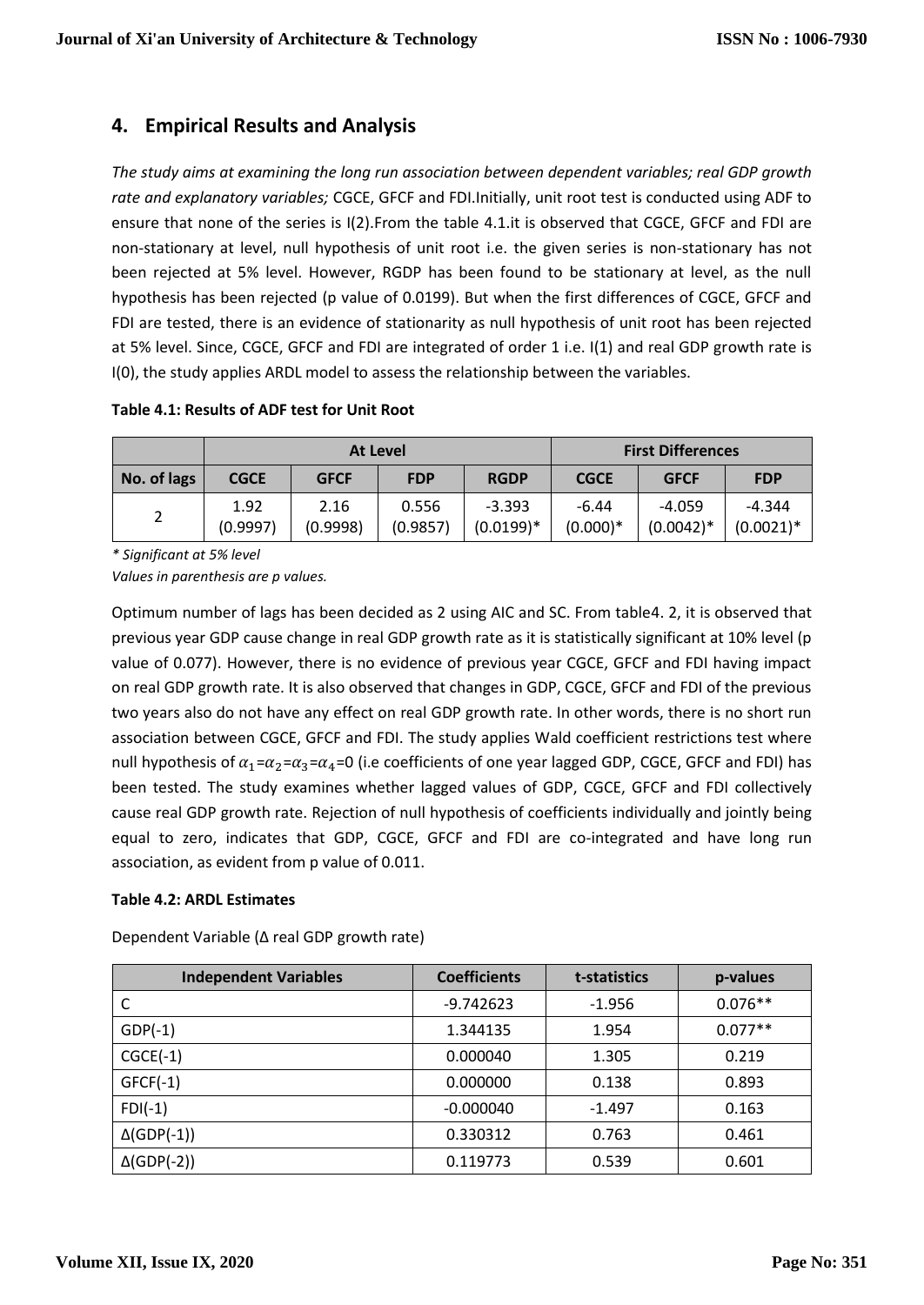## 4. Empirical Results and Analysis

*The study aims at examining the long run association between dependent variables; real GDP growth rate and explanatory variables;* CGCE, GFCF and FDI.Initially, unit root test is conducted using ADF to ensure that none of the series is I(2).From the table 4.1.it is observed that CGCE, GFCF and FDI are non-stationary at level, null hypothesis of unit root i.e. the given series is non-stationary has not been rejected at 5% level. However, RGDP has been found to be stationary at level, as the null hypothesis has been rejected (p value of 0.0199). But when the first differences of CGCE, GFCF and FDI are tested, there is an evidence of stationarity as null hypothesis of unit root has been rejected at 5% level. Since, CGCE, GFCF and FDI are integrated of order 1 i.e. I(1) and real GDP growth rate is I(0), the study applies ARDL model to assess the relationship between the variables.

**Table 4.1: Results of ADF test for Unit Root**

| | At Level | | | | First Differences | | |
|---|---|---|---|---|---|---|---|
| **No. of lags** | **CGCE** | **GFCF** | **FDP** | **RGDP** | **CGCE** | **GFCF** | **FDP** |
| 2 | 1.92 (0.9997) | 2.16 (0.9998) | 0.556 (0.9857) | -3.393 (0.0199)* | -6.44 (0.000)* | -4.059 (0.0042)* | -4.344 (0.0021)* |

*\* Significant at 5% level*

*Values in parenthesis are p values.*

Optimum number of lags has been decided as 2 using AIC and SC. From table4. 2, it is observed that previous year GDP cause change in real GDP growth rate as it is statistically significant at 10% level (p value of 0.077). However, there is no evidence of previous year CGCE, GFCF and FDI having impact on real GDP growth rate. It is also observed that changes in GDP, CGCE, GFCF and FDI of the previous two years also do not have any effect on real GDP growth rate. In other words, there is no short run association between CGCE, GFCF and FDI. The study applies Wald coefficient restrictions test where null hypothesis of $\alpha_1$=$\alpha_2$=$\alpha_3$=$\alpha_4$=0 (i.e coefficients of one year lagged GDP, CGCE, GFCF and FDI) has been tested. The study examines whether lagged values of GDP, CGCE, GFCF and FDI collectively cause real GDP growth rate. Rejection of null hypothesis of coefficients individually and jointly being equal to zero, indicates that GDP, CGCE, GFCF and FDI are co-integrated and have long run association, as evident from p value of 0.011.

**Table 4.2: ARDL Estimates**

Dependent Variable (Δ real GDP growth rate)

| Independent Variables | Coefficients | t-statistics | p-values |
|---|---|---|---|
| C | -9.742623 | -1.956 | 0.076** |
| GDP(-1) | 1.344135 | 1.954 | 0.077** |
| CGCE(-1) | 0.000040 | 1.305 | 0.219 |
| GFCF(-1) | 0.000000 | 0.138 | 0.893 |
| FDI(-1) | -0.000040 | -1.497 | 0.163 |
| Δ(GDP(-1)) | 0.330312 | 0.763 | 0.461 |
| Δ(GDP(-2)) | 0.119773 | 0.539 | 0.601 |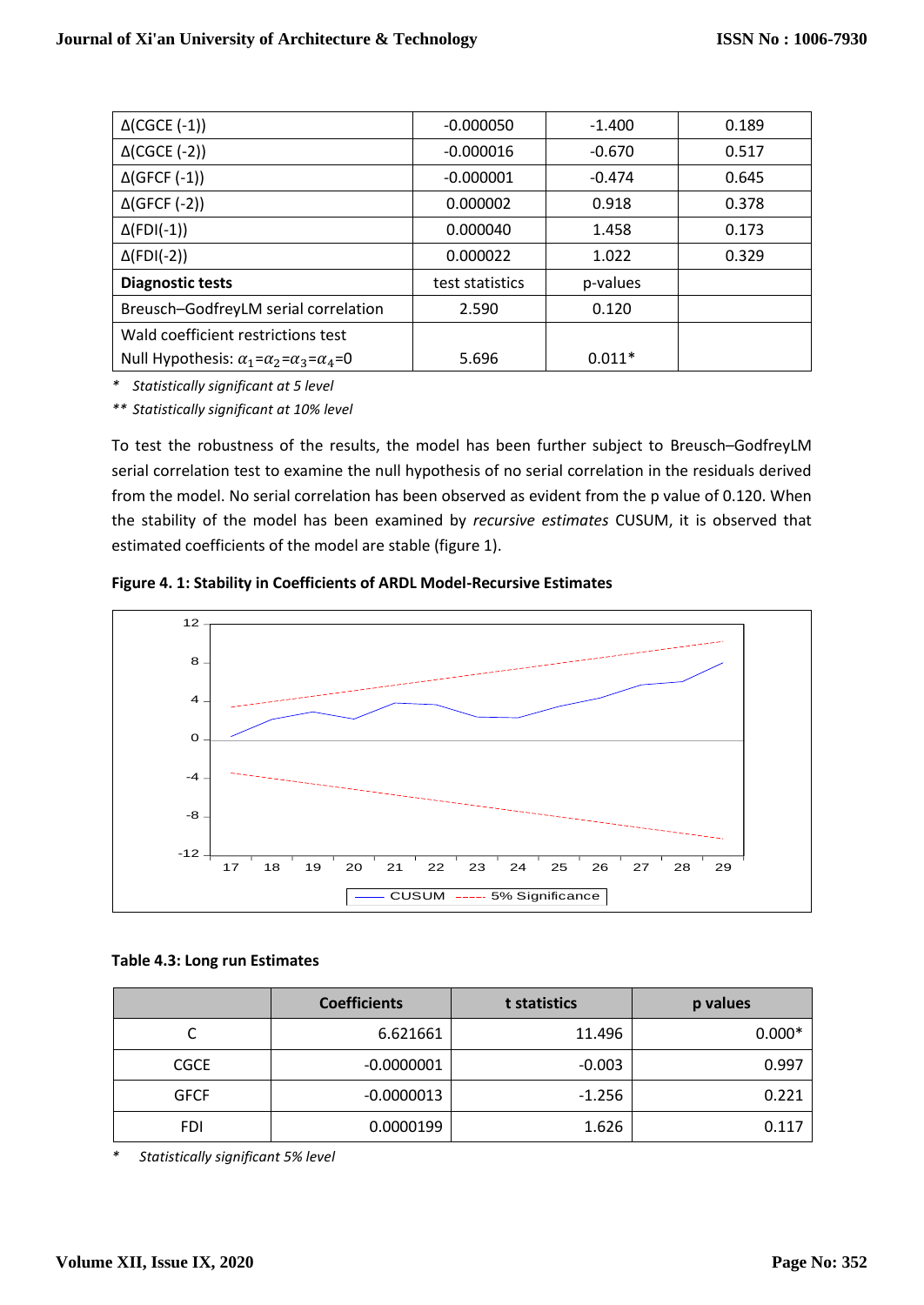| | | | |
|---|---|---|---|
| Δ(CGCE (-1)) | -0.000050 | -1.400 | 0.189 |
| Δ(CGCE (-2)) | -0.000016 | -0.670 | 0.517 |
| Δ(GFCF (-1)) | -0.000001 | -0.474 | 0.645 |
| Δ(GFCF (-2)) | 0.000002 | 0.918 | 0.378 |
| Δ(FDI(-1)) | 0.000040 | 1.458 | 0.173 |
| Δ(FDI(-2)) | 0.000022 | 1.022 | 0.329 |
| **Diagnostic tests** | test statistics | p-values | |
| Breusch–GodfreyLM serial correlation | 2.590 | 0.120 | |
| Wald coefficient restrictions test Null Hypothesis: $\alpha_1$=$\alpha_2$=$\alpha_3$=$\alpha_4$=0 | 5.696 | 0.011* | |

*\*   Statistically significant at 5 level*

*\*\* Statistically significant at 10% level*

To test the robustness of the results, the model has been further subject to Breusch–GodfreyLM serial correlation test to examine the null hypothesis of no serial correlation in the residuals derived from the model. No serial correlation has been observed as evident from the p value of 0.120. When the stability of the model has been examined by *recursive estimates* CUSUM, it is observed that estimated coefficients of the model are stable (figure 1).

**Figure 4. 1: Stability in Coefficients of ARDL Model-Recursive Estimates**

**Table 4.3: Long run Estimates**

| | Coefficients | t statistics | p values |
|---|---|---|---|
| C | 6.621661 | 11.496 | 0.000* |
| CGCE | -0.0000001 | -0.003 | 0.997 |
| GFCF | -0.0000013 | -1.256 | 0.221 |
| FDI | 0.0000199 | 1.626 | 0.117 |

*\*   Statistically significant 5% level*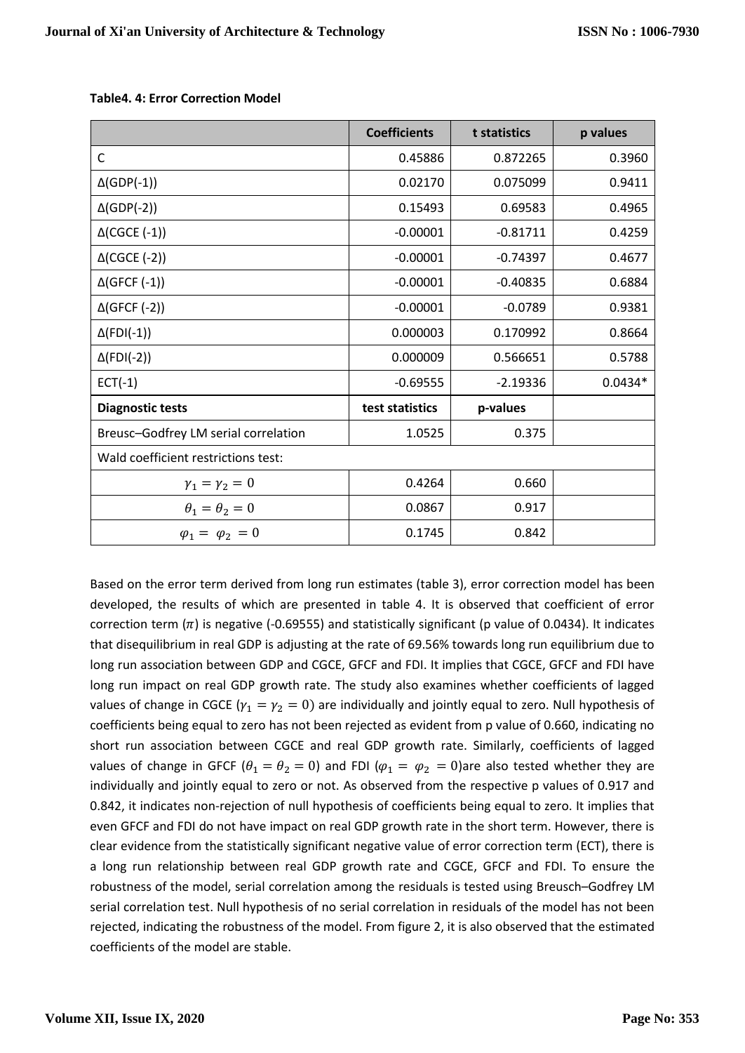**Table4. 4: Error Correction Model**

| | Coefficients | t statistics | p values |
|---|---|---|---|
| C | 0.45886 | 0.872265 | 0.3960 |
| Δ(GDP(-1)) | 0.02170 | 0.075099 | 0.9411 |
| Δ(GDP(-2)) | 0.15493 | 0.69583 | 0.4965 |
| Δ(CGCE (-1)) | -0.00001 | -0.81711 | 0.4259 |
| Δ(CGCE (-2)) | -0.00001 | -0.74397 | 0.4677 |
| Δ(GFCF (-1)) | -0.00001 | -0.40835 | 0.6884 |
| Δ(GFCF (-2)) | -0.00001 | -0.0789 | 0.9381 |
| Δ(FDI(-1)) | 0.000003 | 0.170992 | 0.8664 |
| Δ(FDI(-2)) | 0.000009 | 0.566651 | 0.5788 |
| ECT(-1) | -0.69555 | -2.19336 | 0.0434* |
| **Diagnostic tests** | **test statistics** | **p-values** | |
| Breusc–Godfrey LM serial correlation | 1.0525 | 0.375 | |
| Wald coefficient restrictions test: | | | |
| $\gamma_1 = \gamma_2 = 0$ | 0.4264 | 0.660 | |
| $\theta_1 = \theta_2 = 0$ | 0.0867 | 0.917 | |
| $\varphi_1 = \varphi_2 = 0$ | 0.1745 | 0.842 | |

Based on the error term derived from long run estimates (table 3), error correction model has been developed, the results of which are presented in table 4. It is observed that coefficient of error correction term ($\pi$) is negative (-0.69555) and statistically significant (p value of 0.0434). It indicates that disequilibrium in real GDP is adjusting at the rate of 69.56% towards long run equilibrium due to long run association between GDP and CGCE, GFCF and FDI. It implies that CGCE, GFCF and FDI have long run impact on real GDP growth rate. The study also examines whether coefficients of lagged values of change in CGCE ($\gamma_1 = \gamma_2 = 0$) are individually and jointly equal to zero. Null hypothesis of coefficients being equal to zero has not been rejected as evident from p value of 0.660, indicating no short run association between CGCE and real GDP growth rate. Similarly, coefficients of lagged values of change in GFCF ($\theta_1 = \theta_2 = 0$) and FDI ($\varphi_1 = \varphi_2 = 0$)are also tested whether they are individually and jointly equal to zero or not. As observed from the respective p values of 0.917 and 0.842, it indicates non-rejection of null hypothesis of coefficients being equal to zero. It implies that even GFCF and FDI do not have impact on real GDP growth rate in the short term. However, there is clear evidence from the statistically significant negative value of error correction term (ECT), there is a long run relationship between real GDP growth rate and CGCE, GFCF and FDI. To ensure the robustness of the model, serial correlation among the residuals is tested using Breusch–Godfrey LM serial correlation test. Null hypothesis of no serial correlation in residuals of the model has not been rejected, indicating the robustness of the model. From figure 2, it is also observed that the estimated coefficients of the model are stable.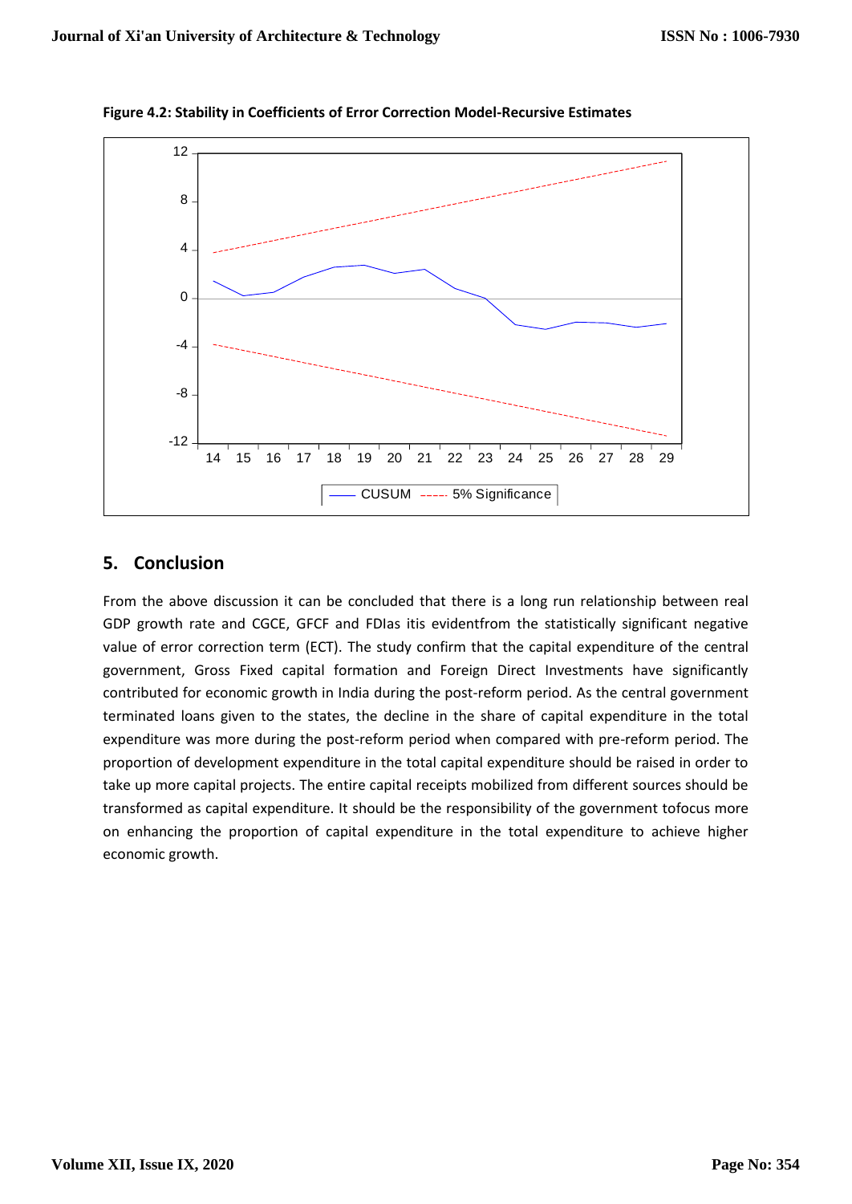**Figure 4.2: Stability in Coefficients of Error Correction Model-Recursive Estimates**

## 5. Conclusion

From the above discussion it can be concluded that there is a long run relationship between real GDP growth rate and CGCE, GFCF and FDIas itis evidentfrom the statistically significant negative value of error correction term (ECT). The study confirm that the capital expenditure of the central government, Gross Fixed capital formation and Foreign Direct Investments have significantly contributed for economic growth in India during the post-reform period. As the central government terminated loans given to the states, the decline in the share of capital expenditure in the total expenditure was more during the post-reform period when compared with pre-reform period. The proportion of development expenditure in the total capital expenditure should be raised in order to take up more capital projects. The entire capital receipts mobilized from different sources should be transformed as capital expenditure. It should be the responsibility of the government tofocus more on enhancing the proportion of capital expenditure in the total expenditure to achieve higher economic growth.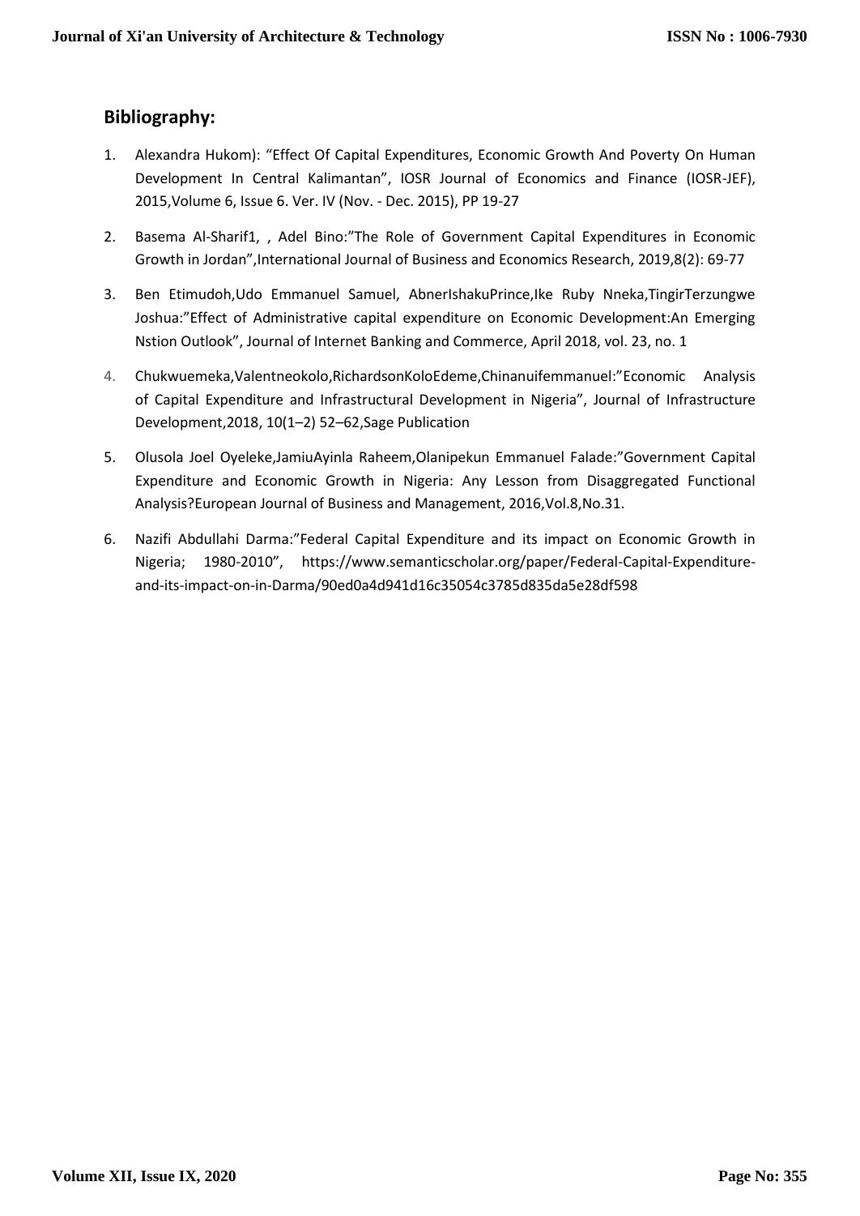## Bibliography:

1. Alexandra Hukom): "Effect Of Capital Expenditures, Economic Growth And Poverty On Human Development In Central Kalimantan", IOSR Journal of Economics and Finance (IOSR-JEF), 2015,Volume 6, Issue 6. Ver. IV (Nov. - Dec. 2015), PP 19-27

2. Basema Al-Sharif1, , Adel Bino:"The Role of Government Capital Expenditures in Economic Growth in Jordan",International Journal of Business and Economics Research, 2019,8(2): 69-77

3. Ben Etimudoh,Udo Emmanuel Samuel, AbnerIshakuPrince,Ike Ruby Nneka,TingirTerzungwe Joshua:"Effect of Administrative capital expenditure on Economic Development:An Emerging Nstion Outlook", Journal of Internet Banking and Commerce, April 2018, vol. 23, no. 1

4. Chukwuemeka,Valentneokolo,RichardsonKoloEdeme,Chinanuifemmanuel:"Economic Analysis of Capital Expenditure and Infrastructural Development in Nigeria", Journal of Infrastructure Development,2018, 10(1–2) 52–62,Sage Publication

5. Olusola Joel Oyeleke,JamiuAyinla Raheem,Olanipekun Emmanuel Falade:"Government Capital Expenditure and Economic Growth in Nigeria: Any Lesson from Disaggregated Functional Analysis?European Journal of Business and Management, 2016,Vol.8,No.31.

6. Nazifi Abdullahi Darma:"Federal Capital Expenditure and its impact on Economic Growth in Nigeria; 1980-2010", https://www.semanticscholar.org/paper/Federal-Capital-Expenditure-and-its-impact-on-in-Darma/90ed0a4d941d16c35054c3785d835da5e28df598